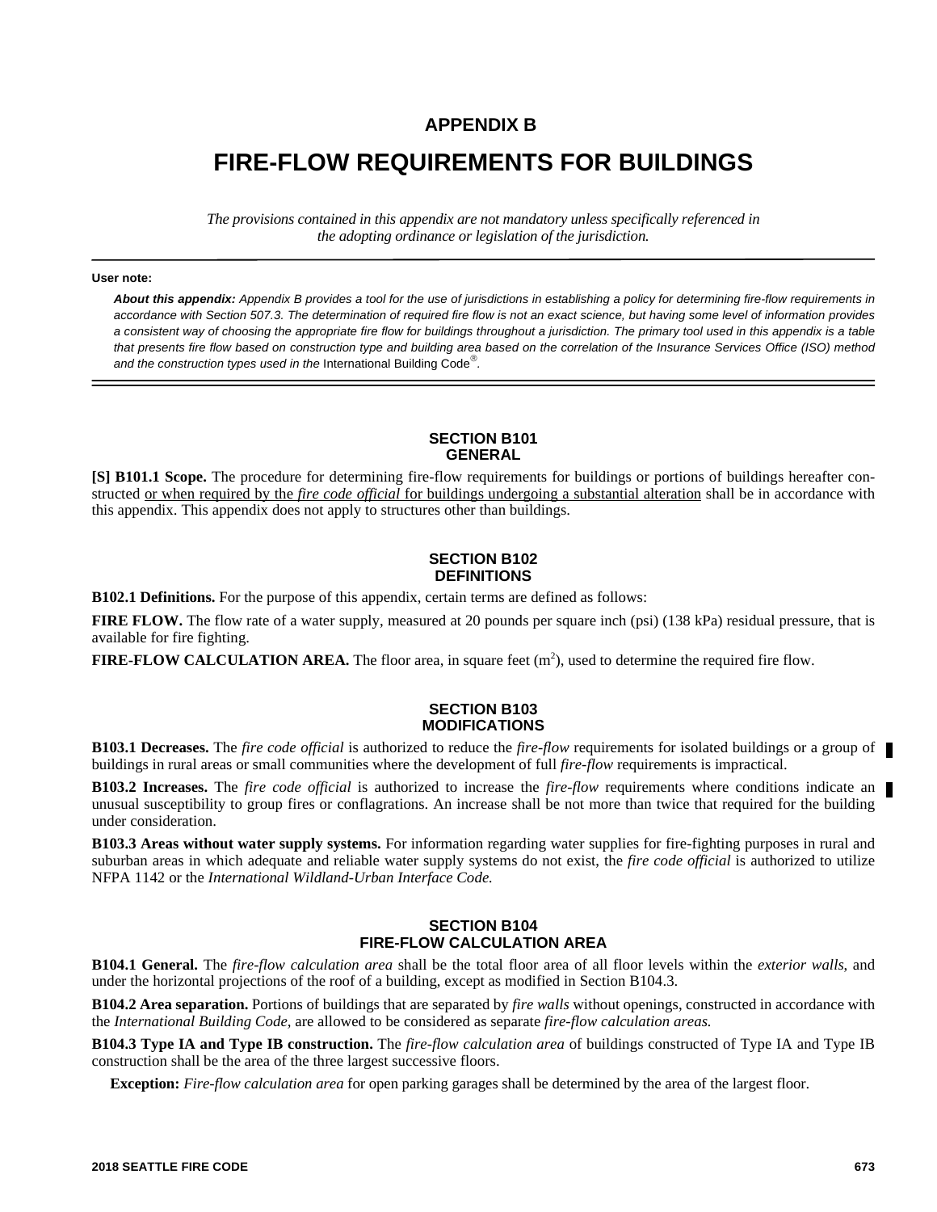# APPENDIX B

# FIRE-FLOW REQUIREMENTS FOR BUILDINGS

*The provisions contained in this appendix are not mandatory unless specifically referenced in the adopting ordinance or legislation of the jurisdiction.*

**User note:**

***About this appendix:*** *Appendix B provides a tool for the use of jurisdictions in establishing a policy for determining fire-flow requirements in accordance with Section 507.3. The determination of required fire flow is not an exact science, but having some level of information provides a consistent way of choosing the appropriate fire flow for buildings throughout a jurisdiction. The primary tool used in this appendix is a table that presents fire flow based on construction type and building area based on the correlation of the Insurance Services Office (ISO) method and the construction types used in the* International Building Code®.

## SECTION B101 GENERAL

**[S] B101.1 Scope.** The procedure for determining fire-flow requirements for buildings or portions of buildings hereafter constructed <u>or when required by the *fire code official* for buildings undergoing a substantial alteration</u> shall be in accordance with this appendix. This appendix does not apply to structures other than buildings.

## SECTION B102 DEFINITIONS

**B102.1 Definitions.** For the purpose of this appendix, certain terms are defined as follows:

**FIRE FLOW.** The flow rate of a water supply, measured at 20 pounds per square inch (psi) (138 kPa) residual pressure, that is available for fire fighting.

**FIRE-FLOW CALCULATION AREA.** The floor area, in square feet ($m^2$), used to determine the required fire flow.

## SECTION B103 MODIFICATIONS

**B103.1 Decreases.** The *fire code official* is authorized to reduce the *fire-flow* requirements for isolated buildings or a group of buildings in rural areas or small communities where the development of full *fire-flow* requirements is impractical.

**B103.2 Increases.** The *fire code official* is authorized to increase the *fire-flow* requirements where conditions indicate an unusual susceptibility to group fires or conflagrations. An increase shall be not more than twice that required for the building under consideration.

**B103.3 Areas without water supply systems.** For information regarding water supplies for fire-fighting purposes in rural and suburban areas in which adequate and reliable water supply systems do not exist, the *fire code official* is authorized to utilize NFPA 1142 or the *International Wildland-Urban Interface Code.*

## SECTION B104 FIRE-FLOW CALCULATION AREA

**B104.1 General.** The *fire-flow calculation area* shall be the total floor area of all floor levels within the *exterior walls,* and under the horizontal projections of the roof of a building, except as modified in Section B104.3.

**B104.2 Area separation.** Portions of buildings that are separated by *fire walls* without openings, constructed in accordance with the *International Building Code*, are allowed to be considered as separate *fire-flow calculation areas.*

**B104.3 Type IA and Type IB construction.** The *fire-flow calculation area* of buildings constructed of Type IA and Type IB construction shall be the area of the three largest successive floors.

**Exception:** *Fire-flow calculation area* for open parking garages shall be determined by the area of the largest floor.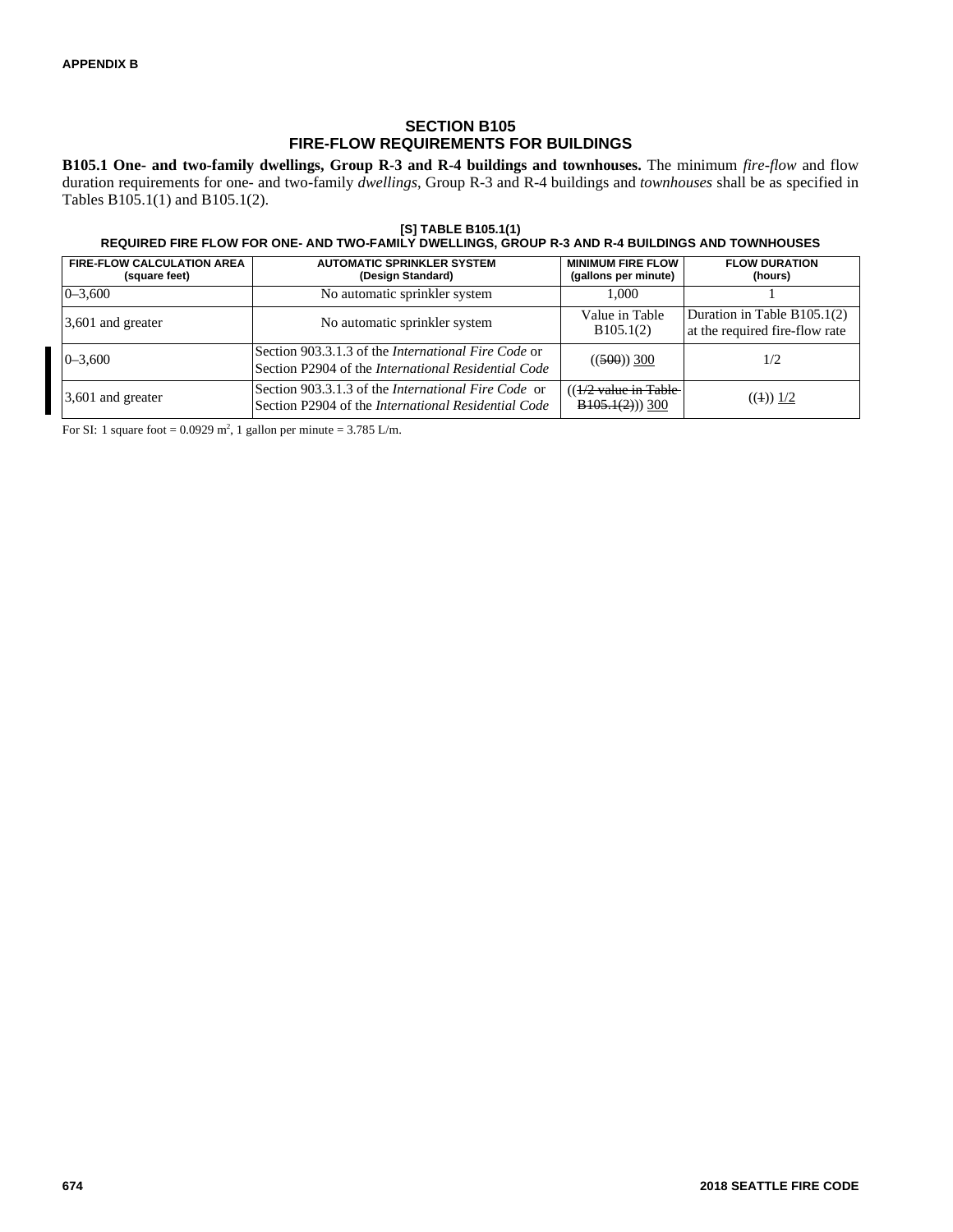## SECTION B105
## FIRE-FLOW REQUIREMENTS FOR BUILDINGS

**B105.1 One- and two-family dwellings, Group R-3 and R-4 buildings and townhouses.** The minimum *fire-flow* and flow duration requirements for one- and two-family *dwellings*, Group R-3 and R-4 buildings and *townhouses* shall be as specified in Tables B105.1(1) and B105.1(2).

**[S] TABLE B105.1(1)**
**REQUIRED FIRE FLOW FOR ONE- AND TWO-FAMILY DWELLINGS, GROUP R-3 AND R-4 BUILDINGS AND TOWNHOUSES**

| FIRE-FLOW CALCULATION AREA (square feet) | AUTOMATIC SPRINKLER SYSTEM (Design Standard) | MINIMUM FIRE FLOW (gallons per minute) | FLOW DURATION (hours) |
|---|---|---|---|
| 0–3,600 | No automatic sprinkler system | 1,000 | 1 |
| 3,601 and greater | No automatic sprinkler system | Value in Table B105.1(2) | Duration in Table B105.1(2) at the required fire-flow rate |
| 0–3,600 | Section 903.3.1.3 of the *International Fire Code* or Section P2904 of the *International Residential Code* | ((~~500~~)) 300 | 1/2 |
| 3,601 and greater | Section 903.3.1.3 of the *International Fire Code* or Section P2904 of the *International Residential Code* | ((~~1/2 value in Table B105.1(2)~~)) 300 | ((~~1~~)) 1/2 |

For SI: 1 square foot = 0.0929 $m^2$, 1 gallon per minute = 3.785 L/m.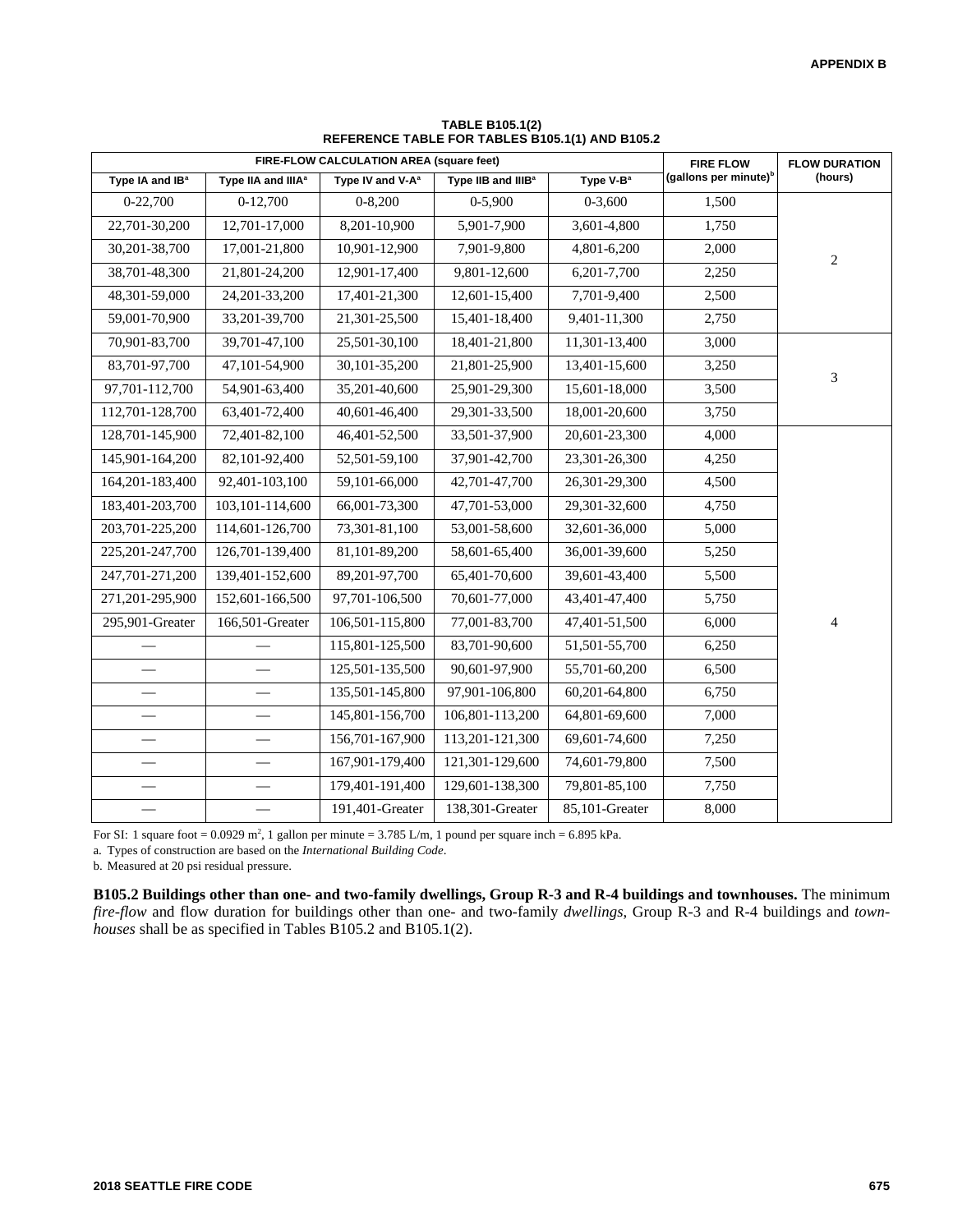**TABLE B105.1(2)**
**REFERENCE TABLE FOR TABLES B105.1(1) AND B105.2**

| FIRE-FLOW CALCULATION AREA (square feet) | | | | | FIRE FLOW (gallons per minute)[b] | FLOW DURATION (hours) |
|---|---|---|---|---|---|---|
| Type IA and IB[a] | Type IIA and IIIA[a] | Type IV and V-A[a] | Type IIB and IIIB[a] | Type V-B[a] | | |
| 0-22,700 | 0-12,700 | 0-8,200 | 0-5,900 | 0-3,600 | 1,500 | 2 |
| 22,701-30,200 | 12,701-17,000 | 8,201-10,900 | 5,901-7,900 | 3,601-4,800 | 1,750 | |
| 30,201-38,700 | 17,001-21,800 | 10,901-12,900 | 7,901-9,800 | 4,801-6,200 | 2,000 | |
| 38,701-48,300 | 21,801-24,200 | 12,901-17,400 | 9,801-12,600 | 6,201-7,700 | 2,250 | |
| 48,301-59,000 | 24,201-33,200 | 17,401-21,300 | 12,601-15,400 | 7,701-9,400 | 2,500 | |
| 59,001-70,900 | 33,201-39,700 | 21,301-25,500 | 15,401-18,400 | 9,401-11,300 | 2,750 | |
| 70,901-83,700 | 39,701-47,100 | 25,501-30,100 | 18,401-21,800 | 11,301-13,400 | 3,000 | 3 |
| 83,701-97,700 | 47,101-54,900 | 30,101-35,200 | 21,801-25,900 | 13,401-15,600 | 3,250 | |
| 97,701-112,700 | 54,901-63,400 | 35,201-40,600 | 25,901-29,300 | 15,601-18,000 | 3,500 | |
| 112,701-128,700 | 63,401-72,400 | 40,601-46,400 | 29,301-33,500 | 18,001-20,600 | 3,750 | |
| 128,701-145,900 | 72,401-82,100 | 46,401-52,500 | 33,501-37,900 | 20,601-23,300 | 4,000 | 4 |
| 145,901-164,200 | 82,101-92,400 | 52,501-59,100 | 37,901-42,700 | 23,301-26,300 | 4,250 | |
| 164,201-183,400 | 92,401-103,100 | 59,101-66,000 | 42,701-47,700 | 26,301-29,300 | 4,500 | |
| 183,401-203,700 | 103,101-114,600 | 66,001-73,300 | 47,701-53,000 | 29,301-32,600 | 4,750 | |
| 203,701-225,200 | 114,601-126,700 | 73,301-81,100 | 53,001-58,600 | 32,601-36,000 | 5,000 | |
| 225,201-247,700 | 126,701-139,400 | 81,101-89,200 | 58,601-65,400 | 36,001-39,600 | 5,250 | |
| 247,701-271,200 | 139,401-152,600 | 89,201-97,700 | 65,401-70,600 | 39,601-43,400 | 5,500 | |
| 271,201-295,900 | 152,601-166,500 | 97,701-106,500 | 70,601-77,000 | 43,401-47,400 | 5,750 | |
| 295,901-Greater | 166,501-Greater | 106,501-115,800 | 77,001-83,700 | 47,401-51,500 | 6,000 | |
| — | — | 115,801-125,500 | 83,701-90,600 | 51,501-55,700 | 6,250 | |
| — | — | 125,501-135,500 | 90,601-97,900 | 55,701-60,200 | 6,500 | |
| — | — | 135,501-145,800 | 97,901-106,800 | 60,201-64,800 | 6,750 | |
| — | — | 145,801-156,700 | 106,801-113,200 | 64,801-69,600 | 7,000 | |
| — | — | 156,701-167,900 | 113,201-121,300 | 69,601-74,600 | 7,250 | |
| — | — | 167,901-179,400 | 121,301-129,600 | 74,601-79,800 | 7,500 | |
| — | — | 179,401-191,400 | 129,601-138,300 | 79,801-85,100 | 7,750 | |
| — | — | 191,401-Greater | 138,301-Greater | 85,101-Greater | 8,000 | |

For SI: 1 square foot = 0.0929 $m^2$, 1 gallon per minute = 3.785 L/m, 1 pound per square inch = 6.895 kPa.

a. Types of construction are based on the *International Building Code*.

b. Measured at 20 psi residual pressure.

**B105.2 Buildings other than one- and two-family dwellings, Group R-3 and R-4 buildings and townhouses.** The minimum *fire-flow* and flow duration for buildings other than one- and two-family *dwellings*, Group R-3 and R-4 buildings and *townhouses* shall be as specified in Tables B105.2 and B105.1(2).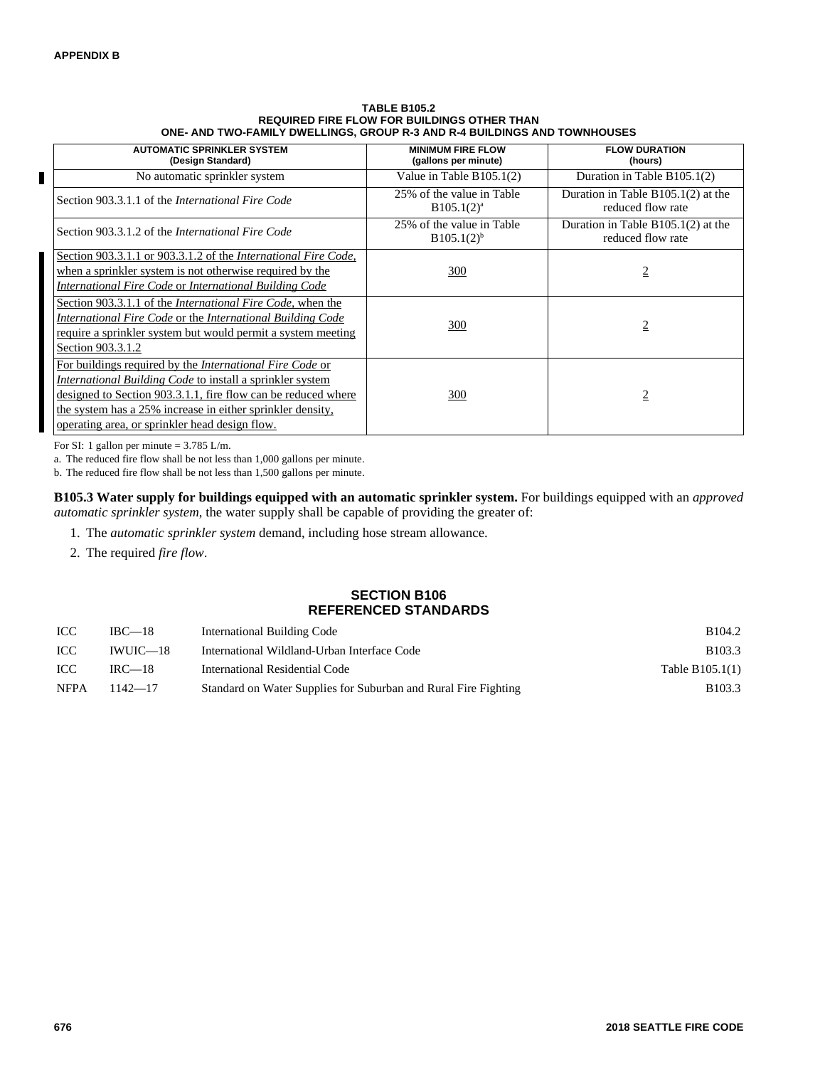**TABLE B105.2**
**REQUIRED FIRE FLOW FOR BUILDINGS OTHER THAN ONE- AND TWO-FAMILY DWELLINGS, GROUP R-3 AND R-4 BUILDINGS AND TOWNHOUSES**

| AUTOMATIC SPRINKLER SYSTEM (Design Standard) | MINIMUM FIRE FLOW (gallons per minute) | FLOW DURATION (hours) |
|---|---|---|
| No automatic sprinkler system | Value in Table B105.1(2) | Duration in Table B105.1(2) |
| Section 903.3.1.1 of the *International Fire Code* | 25% of the value in Table B105.1(2)[a] | Duration in Table B105.1(2) at the reduced flow rate |
| Section 903.3.1.2 of the *International Fire Code* | 25% of the value in Table B105.1(2)[b] | Duration in Table B105.1(2) at the reduced flow rate |
| Section 903.3.1.1 or 903.3.1.2 of the *International Fire Code*, when a sprinkler system is not otherwise required by the *International Fire Code* or *International Building Code* | 300 | 2 |
| Section 903.3.1.1 of the *International Fire Code*, when the *International Fire Code* or the *International Building Code* require a sprinkler system but would permit a system meeting Section 903.3.1.2 | 300 | 2 |
| For buildings required by the *International Fire Code* or *International Building Code* to install a sprinkler system designed to Section 903.3.1.1, fire flow can be reduced where the system has a 25% increase in either sprinkler density, operating area, or sprinkler head design flow. | 300 | 2 |

For SI: 1 gallon per minute = 3.785 L/m.

a. The reduced fire flow shall be not less than 1,000 gallons per minute.

b. The reduced fire flow shall be not less than 1,500 gallons per minute.

**B105.3 Water supply for buildings equipped with an automatic sprinkler system.** For buildings equipped with an *approved automatic sprinkler system*, the water supply shall be capable of providing the greater of:

1. The *automatic sprinkler system* demand, including hose stream allowance.
2. The required *fire flow*.

## SECTION B106
## REFERENCED STANDARDS

| | | | |
|---|---|---|---|
| ICC | IBC—18 | International Building Code | B104.2 |
| ICC | IWUIC—18 | International Wildland-Urban Interface Code | B103.3 |
| ICC | IRC—18 | International Residential Code | Table B105.1(1) |
| NFPA | 1142—17 | Standard on Water Supplies for Suburban and Rural Fire Fighting | B103.3 |